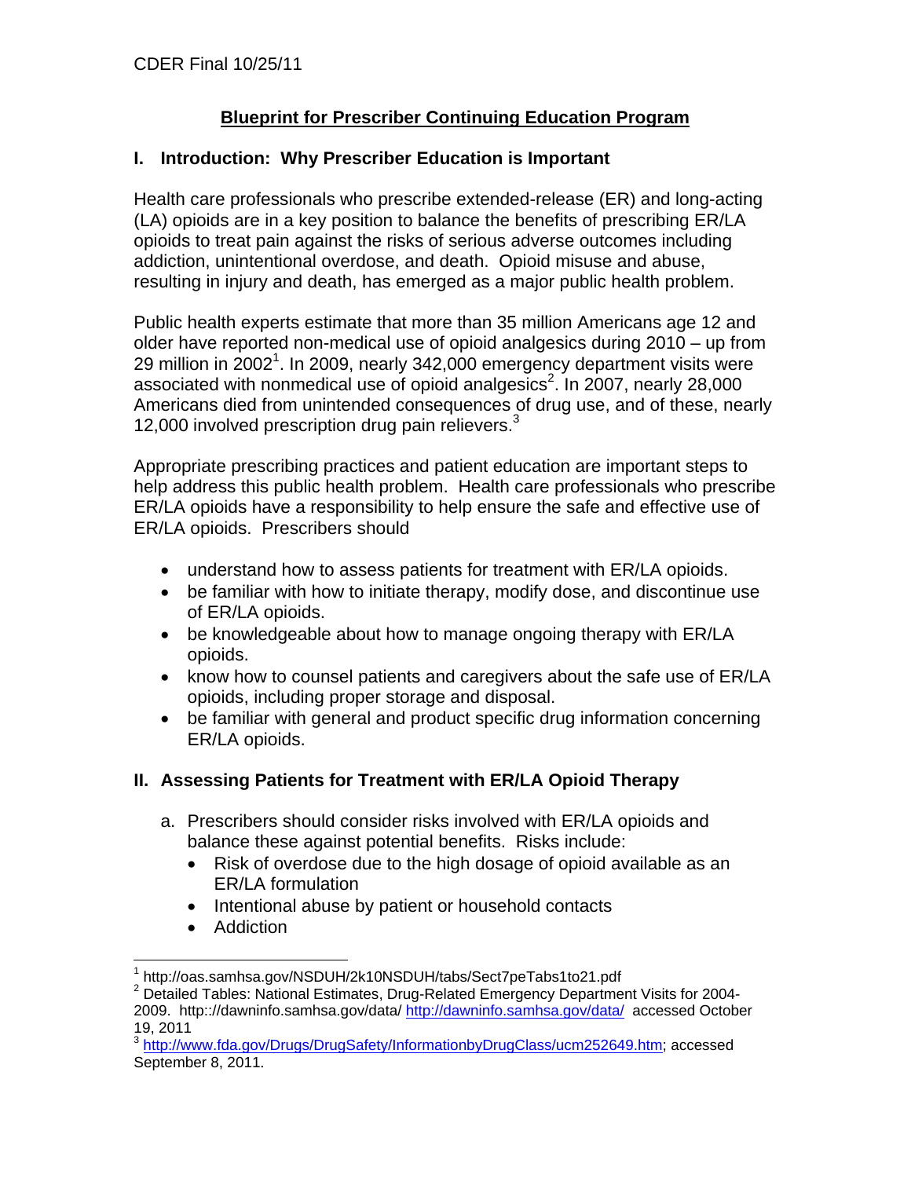CDER Final 10/25/11

# Blueprint for Prescriber Continuing Education Program

## I. Introduction: Why Prescriber Education is Important

Health care professionals who prescribe extended-release (ER) and long-acting (LA) opioids are in a key position to balance the benefits of prescribing ER/LA opioids to treat pain against the risks of serious adverse outcomes including addiction, unintentional overdose, and death. Opioid misuse and abuse, resulting in injury and death, has emerged as a major public health problem.

Public health experts estimate that more than 35 million Americans age 12 and older have reported non-medical use of opioid analgesics during 2010 – up from 29 million in 2002[1]. In 2009, nearly 342,000 emergency department visits were associated with nonmedical use of opioid analgesics[2]. In 2007, nearly 28,000 Americans died from unintended consequences of drug use, and of these, nearly 12,000 involved prescription drug pain relievers.[3]

Appropriate prescribing practices and patient education are important steps to help address this public health problem. Health care professionals who prescribe ER/LA opioids have a responsibility to help ensure the safe and effective use of ER/LA opioids. Prescribers should

- understand how to assess patients for treatment with ER/LA opioids.
- be familiar with how to initiate therapy, modify dose, and discontinue use of ER/LA opioids.
- be knowledgeable about how to manage ongoing therapy with ER/LA opioids.
- know how to counsel patients and caregivers about the safe use of ER/LA opioids, including proper storage and disposal.
- be familiar with general and product specific drug information concerning ER/LA opioids.

## II. Assessing Patients for Treatment with ER/LA Opioid Therapy

a. Prescribers should consider risks involved with ER/LA opioids and balance these against potential benefits. Risks include:
   - Risk of overdose due to the high dosage of opioid available as an ER/LA formulation
   - Intentional abuse by patient or household contacts
   - Addiction

---

[1] http://oas.samhsa.gov/NSDUH/2k10NSDUH/tabs/Sect7peTabs1to21.pdf

[2] Detailed Tables: National Estimates, Drug-Related Emergency Department Visits for 2004-2009. http:://dawninfo.samhsa.gov/data/ http://dawninfo.samhsa.gov/data/ accessed October 19, 2011

[3] http://www.fda.gov/Drugs/DrugSafety/InformationbyDrugClass/ucm252649.htm; accessed September 8, 2011.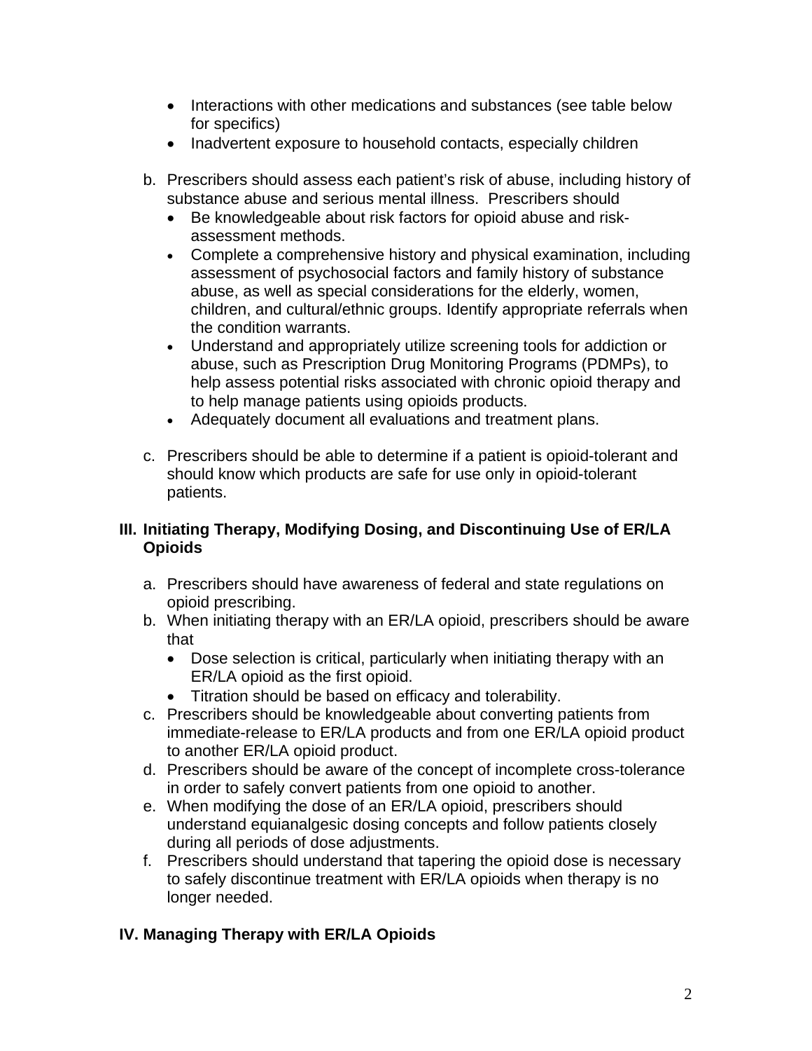- Interactions with other medications and substances (see table below for specifics)
- Inadvertent exposure to household contacts, especially children

b. Prescribers should assess each patient's risk of abuse, including history of substance abuse and serious mental illness. Prescribers should
   - Be knowledgeable about risk factors for opioid abuse and risk-assessment methods.
   - Complete a comprehensive history and physical examination, including assessment of psychosocial factors and family history of substance abuse, as well as special considerations for the elderly, women, children, and cultural/ethnic groups. Identify appropriate referrals when the condition warrants.
   - Understand and appropriately utilize screening tools for addiction or abuse, such as Prescription Drug Monitoring Programs (PDMPs), to help assess potential risks associated with chronic opioid therapy and to help manage patients using opioids products.
   - Adequately document all evaluations and treatment plans.

c. Prescribers should be able to determine if a patient is opioid-tolerant and should know which products are safe for use only in opioid-tolerant patients.

## III. Initiating Therapy, Modifying Dosing, and Discontinuing Use of ER/LA Opioids

a. Prescribers should have awareness of federal and state regulations on opioid prescribing.

b. When initiating therapy with an ER/LA opioid, prescribers should be aware that
   - Dose selection is critical, particularly when initiating therapy with an ER/LA opioid as the first opioid.
   - Titration should be based on efficacy and tolerability.

c. Prescribers should be knowledgeable about converting patients from immediate-release to ER/LA products and from one ER/LA opioid product to another ER/LA opioid product.

d. Prescribers should be aware of the concept of incomplete cross-tolerance in order to safely convert patients from one opioid to another.

e. When modifying the dose of an ER/LA opioid, prescribers should understand equianalgesic dosing concepts and follow patients closely during all periods of dose adjustments.

f. Prescribers should understand that tapering the opioid dose is necessary to safely discontinue treatment with ER/LA opioids when therapy is no longer needed.

## IV. Managing Therapy with ER/LA Opioids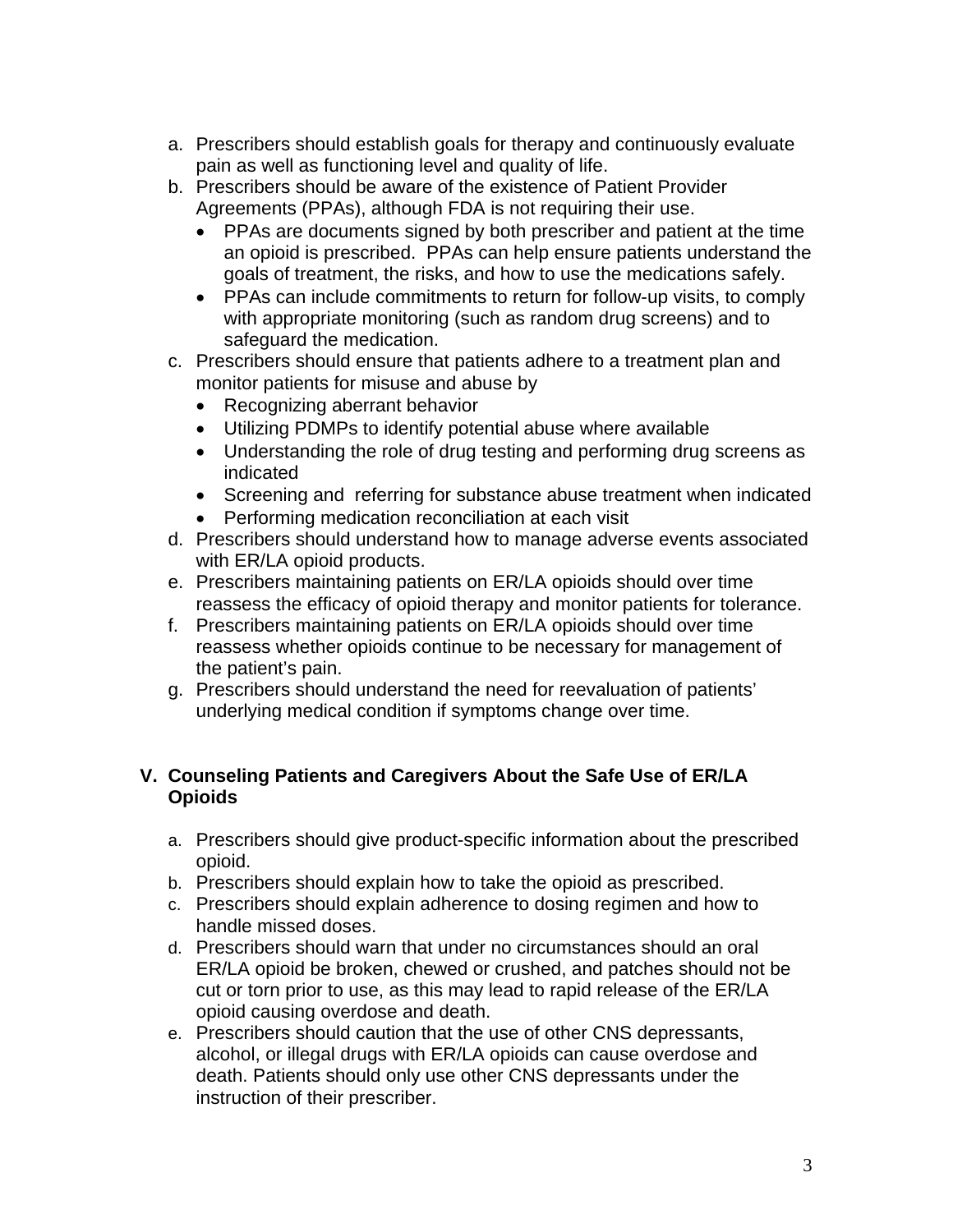a. Prescribers should establish goals for therapy and continuously evaluate pain as well as functioning level and quality of life.
b. Prescribers should be aware of the existence of Patient Provider Agreements (PPAs), although FDA is not requiring their use.
   - PPAs are documents signed by both prescriber and patient at the time an opioid is prescribed. PPAs can help ensure patients understand the goals of treatment, the risks, and how to use the medications safely.
   - PPAs can include commitments to return for follow-up visits, to comply with appropriate monitoring (such as random drug screens) and to safeguard the medication.
c. Prescribers should ensure that patients adhere to a treatment plan and monitor patients for misuse and abuse by
   - Recognizing aberrant behavior
   - Utilizing PDMPs to identify potential abuse where available
   - Understanding the role of drug testing and performing drug screens as indicated
   - Screening and referring for substance abuse treatment when indicated
   - Performing medication reconciliation at each visit
d. Prescribers should understand how to manage adverse events associated with ER/LA opioid products.
e. Prescribers maintaining patients on ER/LA opioids should over time reassess the efficacy of opioid therapy and monitor patients for tolerance.
f. Prescribers maintaining patients on ER/LA opioids should over time reassess whether opioids continue to be necessary for management of the patient's pain.
g. Prescribers should understand the need for reevaluation of patients' underlying medical condition if symptoms change over time.

## V. Counseling Patients and Caregivers About the Safe Use of ER/LA Opioids

a. Prescribers should give product-specific information about the prescribed opioid.
b. Prescribers should explain how to take the opioid as prescribed.
c. Prescribers should explain adherence to dosing regimen and how to handle missed doses.
d. Prescribers should warn that under no circumstances should an oral ER/LA opioid be broken, chewed or crushed, and patches should not be cut or torn prior to use, as this may lead to rapid release of the ER/LA opioid causing overdose and death.
e. Prescribers should caution that the use of other CNS depressants, alcohol, or illegal drugs with ER/LA opioids can cause overdose and death. Patients should only use other CNS depressants under the instruction of their prescriber.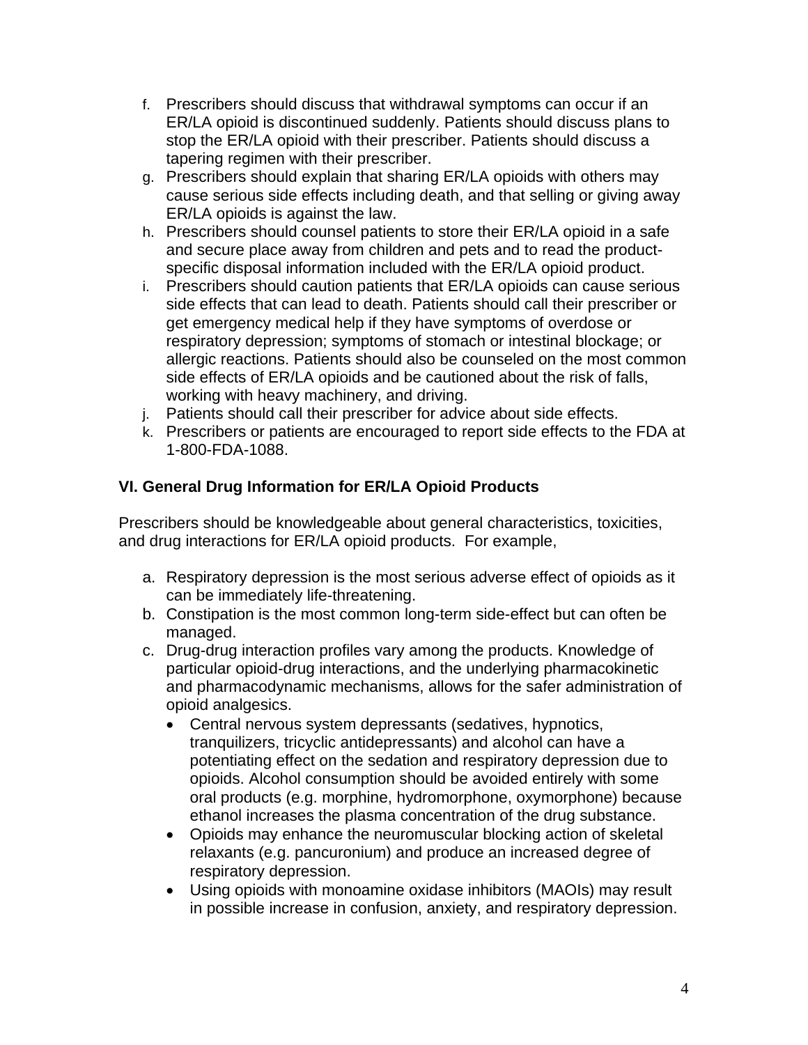f. Prescribers should discuss that withdrawal symptoms can occur if an ER/LA opioid is discontinued suddenly. Patients should discuss plans to stop the ER/LA opioid with their prescriber. Patients should discuss a tapering regimen with their prescriber.
g. Prescribers should explain that sharing ER/LA opioids with others may cause serious side effects including death, and that selling or giving away ER/LA opioids is against the law.
h. Prescribers should counsel patients to store their ER/LA opioid in a safe and secure place away from children and pets and to read the product-specific disposal information included with the ER/LA opioid product.
i. Prescribers should caution patients that ER/LA opioids can cause serious side effects that can lead to death. Patients should call their prescriber or get emergency medical help if they have symptoms of overdose or respiratory depression; symptoms of stomach or intestinal blockage; or allergic reactions. Patients should also be counseled on the most common side effects of ER/LA opioids and be cautioned about the risk of falls, working with heavy machinery, and driving.
j. Patients should call their prescriber for advice about side effects.
k. Prescribers or patients are encouraged to report side effects to the FDA at 1-800-FDA-1088.

### VI. General Drug Information for ER/LA Opioid Products

Prescribers should be knowledgeable about general characteristics, toxicities, and drug interactions for ER/LA opioid products. For example,

a. Respiratory depression is the most serious adverse effect of opioids as it can be immediately life-threatening.
b. Constipation is the most common long-term side-effect but can often be managed.
c. Drug-drug interaction profiles vary among the products. Knowledge of particular opioid-drug interactions, and the underlying pharmacokinetic and pharmacodynamic mechanisms, allows for the safer administration of opioid analgesics.
   - Central nervous system depressants (sedatives, hypnotics, tranquilizers, tricyclic antidepressants) and alcohol can have a potentiating effect on the sedation and respiratory depression due to opioids. Alcohol consumption should be avoided entirely with some oral products (e.g. morphine, hydromorphone, oxymorphone) because ethanol increases the plasma concentration of the drug substance.
   - Opioids may enhance the neuromuscular blocking action of skeletal relaxants (e.g. pancuronium) and produce an increased degree of respiratory depression.
   - Using opioids with monoamine oxidase inhibitors (MAOIs) may result in possible increase in confusion, anxiety, and respiratory depression.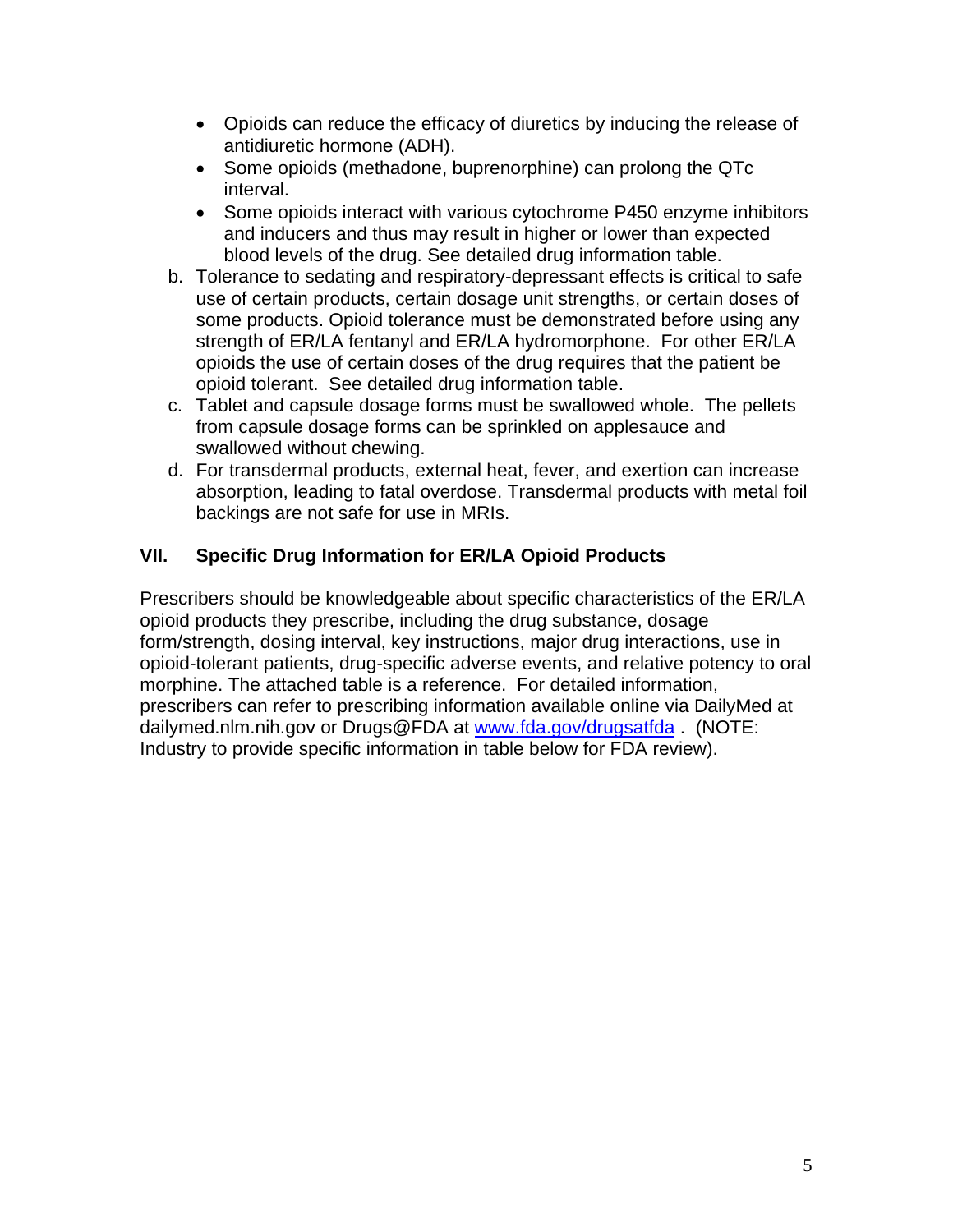- Opioids can reduce the efficacy of diuretics by inducing the release of antidiuretic hormone (ADH).
- Some opioids (methadone, buprenorphine) can prolong the QTc interval.
- Some opioids interact with various cytochrome P450 enzyme inhibitors and inducers and thus may result in higher or lower than expected blood levels of the drug. See detailed drug information table.

b. Tolerance to sedating and respiratory-depressant effects is critical to safe use of certain products, certain dosage unit strengths, or certain doses of some products. Opioid tolerance must be demonstrated before using any strength of ER/LA fentanyl and ER/LA hydromorphone. For other ER/LA opioids the use of certain doses of the drug requires that the patient be opioid tolerant. See detailed drug information table.

c. Tablet and capsule dosage forms must be swallowed whole. The pellets from capsule dosage forms can be sprinkled on applesauce and swallowed without chewing.

d. For transdermal products, external heat, fever, and exertion can increase absorption, leading to fatal overdose. Transdermal products with metal foil backings are not safe for use in MRIs.

## VII. Specific Drug Information for ER/LA Opioid Products

Prescribers should be knowledgeable about specific characteristics of the ER/LA opioid products they prescribe, including the drug substance, dosage form/strength, dosing interval, key instructions, major drug interactions, use in opioid-tolerant patients, drug-specific adverse events, and relative potency to oral morphine. The attached table is a reference. For detailed information, prescribers can refer to prescribing information available online via DailyMed at dailymed.nlm.nih.gov or Drugs@FDA at www.fda.gov/drugsatfda . (NOTE: Industry to provide specific information in table below for FDA review).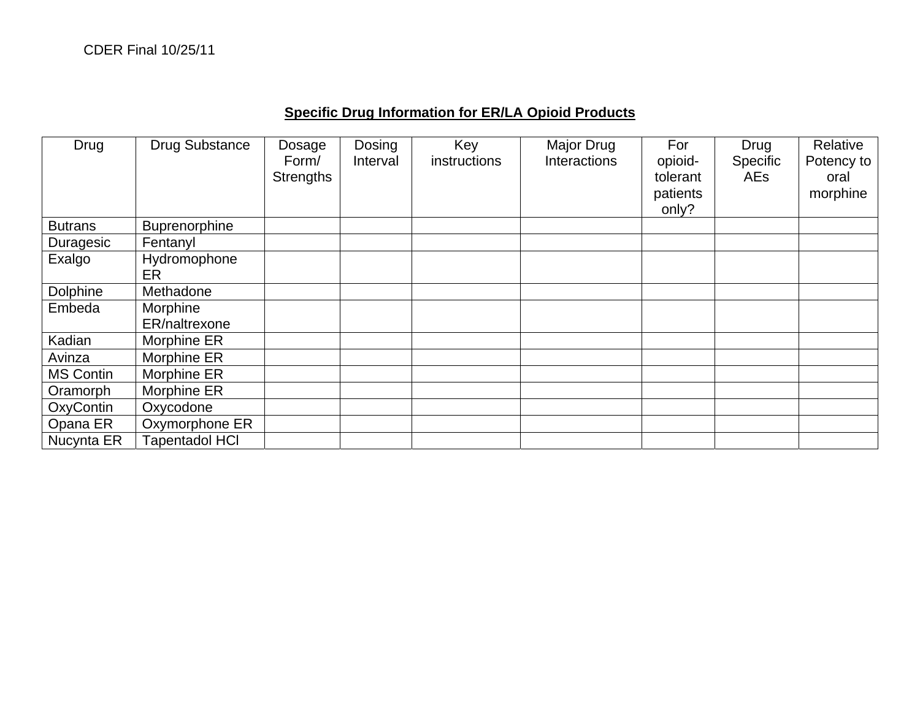CDER Final 10/25/11

**Specific Drug Information for ER/LA Opioid Products**

| Drug | Drug Substance | Dosage Form/ Strengths | Dosing Interval | Key instructions | Major Drug Interactions | For opioid-tolerant patients only? | Drug Specific AEs | Relative Potency to oral morphine |
|---|---|---|---|---|---|---|---|---|
| Butrans | Buprenorphine | | | | | | | |
| Duragesic | Fentanyl | | | | | | | |
| Exalgo | Hydromophone ER | | | | | | | |
| Dolphine | Methadone | | | | | | | |
| Embeda | Morphine ER/naltrexone | | | | | | | |
| Kadian | Morphine ER | | | | | | | |
| Avinza | Morphine ER | | | | | | | |
| MS Contin | Morphine ER | | | | | | | |
| Oramorph | Morphine ER | | | | | | | |
| OxyContin | Oxycodone | | | | | | | |
| Opana ER | Oxymorphone ER | | | | | | | |
| Nucynta ER | Tapentadol HCl | | | | | | | |